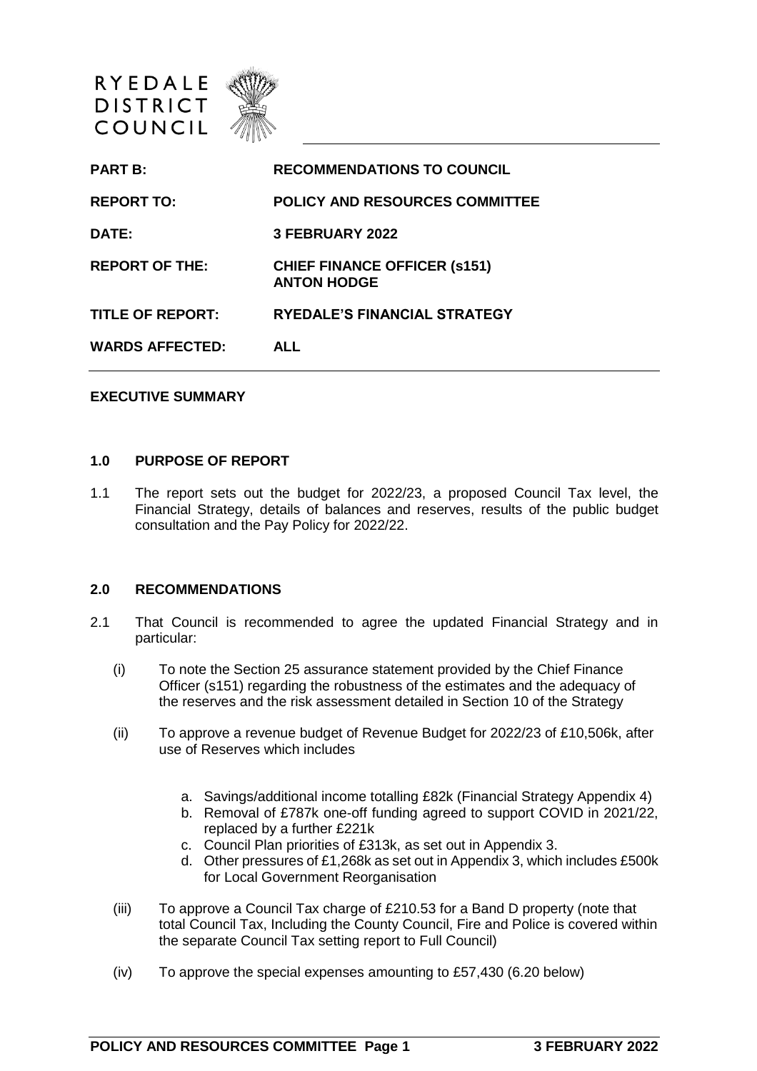RYEDALE DISTRICT COUNCIL

| | |
|---|---|
| **PART B:** | **RECOMMENDATIONS TO COUNCIL** |
| **REPORT TO:** | **POLICY AND RESOURCES COMMITTEE** |
| **DATE:** | **3 FEBRUARY 2022** |
| **REPORT OF THE:** | **CHIEF FINANCE OFFICER (s151) ANTON HODGE** |
| **TITLE OF REPORT:** | **RYEDALE'S FINANCIAL STRATEGY** |
| **WARDS AFFECTED:** | **ALL** |

**EXECUTIVE SUMMARY**

## 1.0 PURPOSE OF REPORT

1.1 The report sets out the budget for 2022/23, a proposed Council Tax level, the Financial Strategy, details of balances and reserves, results of the public budget consultation and the Pay Policy for 2022/22.

## 2.0 RECOMMENDATIONS

2.1 That Council is recommended to agree the updated Financial Strategy and in particular:

(i) To note the Section 25 assurance statement provided by the Chief Finance Officer (s151) regarding the robustness of the estimates and the adequacy of the reserves and the risk assessment detailed in Section 10 of the Strategy

(ii) To approve a revenue budget of Revenue Budget for 2022/23 of £10,506k, after use of Reserves which includes

  a. Savings/additional income totalling £82k (Financial Strategy Appendix 4)
  b. Removal of £787k one-off funding agreed to support COVID in 2021/22, replaced by a further £221k
  c. Council Plan priorities of £313k, as set out in Appendix 3.
  d. Other pressures of £1,268k as set out in Appendix 3, which includes £500k for Local Government Reorganisation

(iii) To approve a Council Tax charge of £210.53 for a Band D property (note that total Council Tax, Including the County Council, Fire and Police is covered within the separate Council Tax setting report to Full Council)

(iv) To approve the special expenses amounting to £57,430 (6.20 below)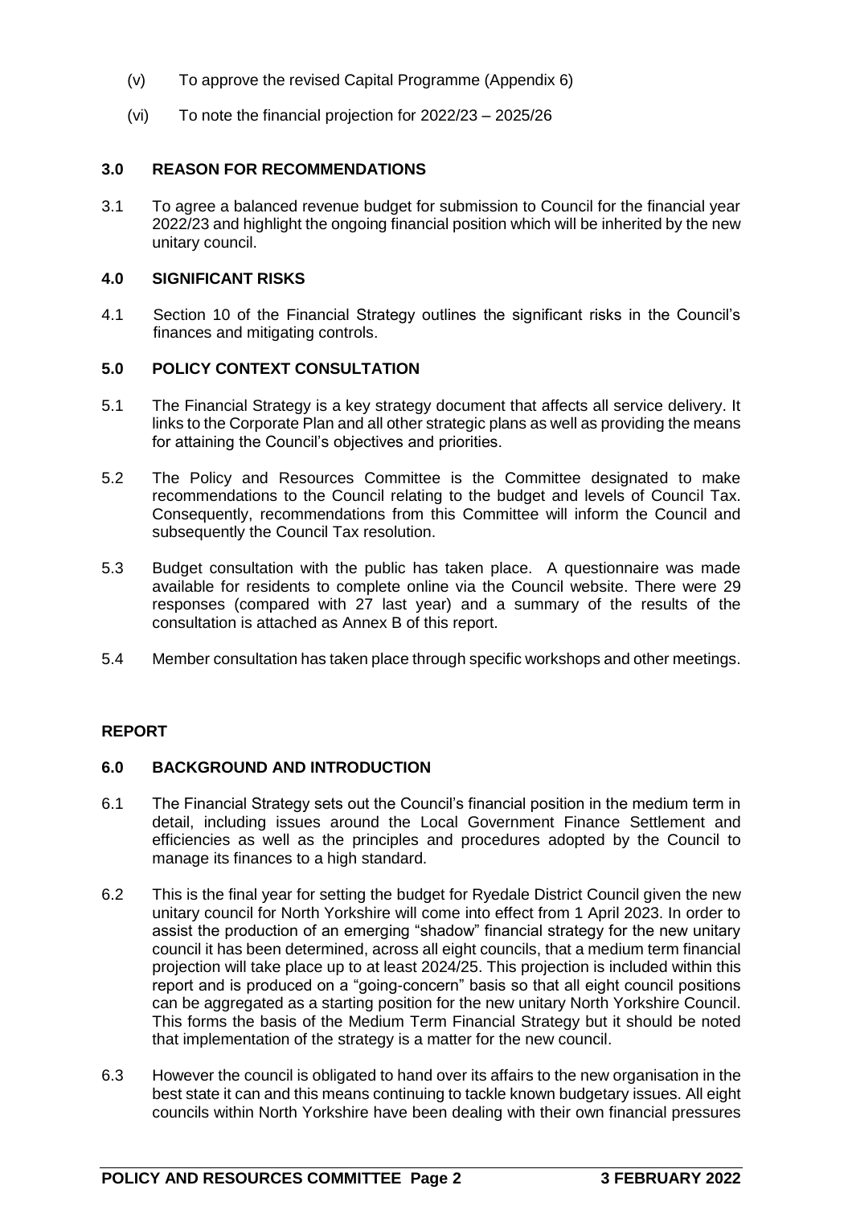(v) To approve the revised Capital Programme (Appendix 6)

(vi) To note the financial projection for 2022/23 – 2025/26

## 3.0 REASON FOR RECOMMENDATIONS

3.1 To agree a balanced revenue budget for submission to Council for the financial year 2022/23 and highlight the ongoing financial position which will be inherited by the new unitary council.

## 4.0 SIGNIFICANT RISKS

4.1 Section 10 of the Financial Strategy outlines the significant risks in the Council's finances and mitigating controls.

## 5.0 POLICY CONTEXT CONSULTATION

5.1 The Financial Strategy is a key strategy document that affects all service delivery. It links to the Corporate Plan and all other strategic plans as well as providing the means for attaining the Council's objectives and priorities.

5.2 The Policy and Resources Committee is the Committee designated to make recommendations to the Council relating to the budget and levels of Council Tax. Consequently, recommendations from this Committee will inform the Council and subsequently the Council Tax resolution.

5.3 Budget consultation with the public has taken place. A questionnaire was made available for residents to complete online via the Council website. There were 29 responses (compared with 27 last year) and a summary of the results of the consultation is attached as Annex B of this report.

5.4 Member consultation has taken place through specific workshops and other meetings.

# REPORT

## 6.0 BACKGROUND AND INTRODUCTION

6.1 The Financial Strategy sets out the Council's financial position in the medium term in detail, including issues around the Local Government Finance Settlement and efficiencies as well as the principles and procedures adopted by the Council to manage its finances to a high standard.

6.2 This is the final year for setting the budget for Ryedale District Council given the new unitary council for North Yorkshire will come into effect from 1 April 2023. In order to assist the production of an emerging "shadow" financial strategy for the new unitary council it has been determined, across all eight councils, that a medium term financial projection will take place up to at least 2024/25. This projection is included within this report and is produced on a "going-concern" basis so that all eight council positions can be aggregated as a starting position for the new unitary North Yorkshire Council. This forms the basis of the Medium Term Financial Strategy but it should be noted that implementation of the strategy is a matter for the new council.

6.3 However the council is obligated to hand over its affairs to the new organisation in the best state it can and this means continuing to tackle known budgetary issues. All eight councils within North Yorkshire have been dealing with their own financial pressures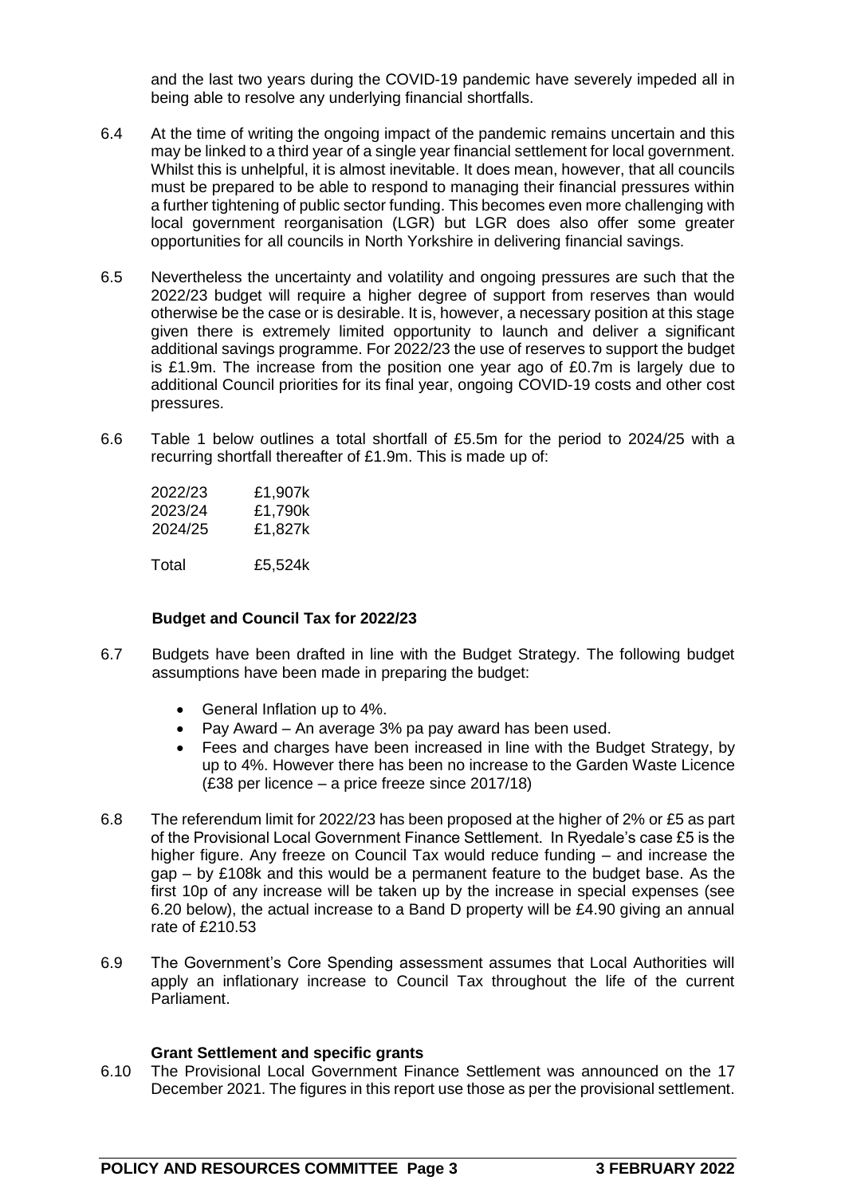and the last two years during the COVID-19 pandemic have severely impeded all in being able to resolve any underlying financial shortfalls.

6.4 At the time of writing the ongoing impact of the pandemic remains uncertain and this may be linked to a third year of a single year financial settlement for local government. Whilst this is unhelpful, it is almost inevitable. It does mean, however, that all councils must be prepared to be able to respond to managing their financial pressures within a further tightening of public sector funding. This becomes even more challenging with local government reorganisation (LGR) but LGR does also offer some greater opportunities for all councils in North Yorkshire in delivering financial savings.

6.5 Nevertheless the uncertainty and volatility and ongoing pressures are such that the 2022/23 budget will require a higher degree of support from reserves than would otherwise be the case or is desirable. It is, however, a necessary position at this stage given there is extremely limited opportunity to launch and deliver a significant additional savings programme. For 2022/23 the use of reserves to support the budget is £1.9m. The increase from the position one year ago of £0.7m is largely due to additional Council priorities for its final year, ongoing COVID-19 costs and other cost pressures.

6.6 Table 1 below outlines a total shortfall of £5.5m for the period to 2024/25 with a recurring shortfall thereafter of £1.9m. This is made up of:

| | |
|---|---|
| 2022/23 | £1,907k |
| 2023/24 | £1,790k |
| 2024/25 | £1,827k |
| Total | £5,524k |

**Budget and Council Tax for 2022/23**

6.7 Budgets have been drafted in line with the Budget Strategy. The following budget assumptions have been made in preparing the budget:

- General Inflation up to 4%.
- Pay Award – An average 3% pa pay award has been used.
- Fees and charges have been increased in line with the Budget Strategy, by up to 4%. However there has been no increase to the Garden Waste Licence (£38 per licence – a price freeze since 2017/18)

6.8 The referendum limit for 2022/23 has been proposed at the higher of 2% or £5 as part of the Provisional Local Government Finance Settlement. In Ryedale's case £5 is the higher figure. Any freeze on Council Tax would reduce funding – and increase the gap – by £108k and this would be a permanent feature to the budget base. As the first 10p of any increase will be taken up by the increase in special expenses (see 6.20 below), the actual increase to a Band D property will be £4.90 giving an annual rate of £210.53

6.9 The Government's Core Spending assessment assumes that Local Authorities will apply an inflationary increase to Council Tax throughout the life of the current Parliament.

**Grant Settlement and specific grants**

6.10 The Provisional Local Government Finance Settlement was announced on the 17 December 2021. The figures in this report use those as per the provisional settlement.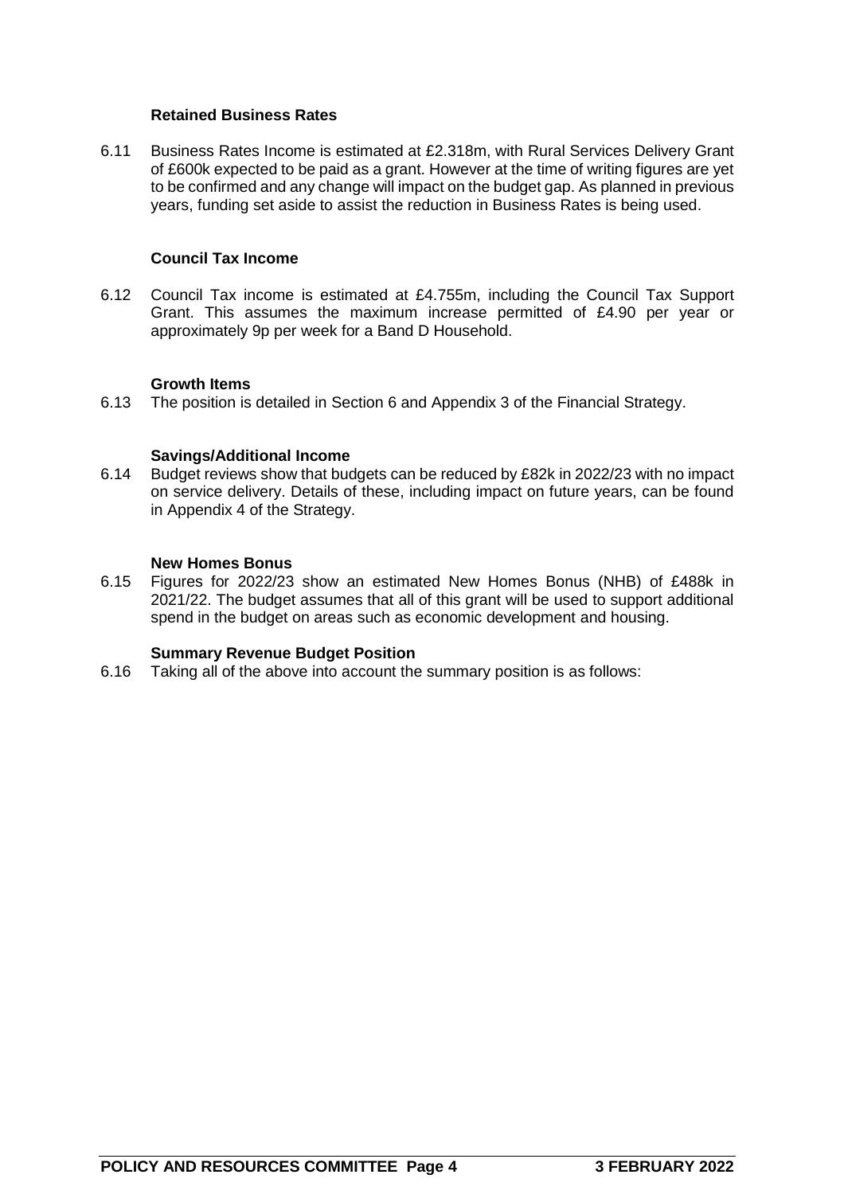### Retained Business Rates

6.11 Business Rates Income is estimated at £2.318m, with Rural Services Delivery Grant of £600k expected to be paid as a grant. However at the time of writing figures are yet to be confirmed and any change will impact on the budget gap. As planned in previous years, funding set aside to assist the reduction in Business Rates is being used.

### Council Tax Income

6.12 Council Tax income is estimated at £4.755m, including the Council Tax Support Grant. This assumes the maximum increase permitted of £4.90 per year or approximately 9p per week for a Band D Household.

### Growth Items

6.13 The position is detailed in Section 6 and Appendix 3 of the Financial Strategy.

### Savings/Additional Income

6.14 Budget reviews show that budgets can be reduced by £82k in 2022/23 with no impact on service delivery. Details of these, including impact on future years, can be found in Appendix 4 of the Strategy.

### New Homes Bonus

6.15 Figures for 2022/23 show an estimated New Homes Bonus (NHB) of £488k in 2021/22. The budget assumes that all of this grant will be used to support additional spend in the budget on areas such as economic development and housing.

### Summary Revenue Budget Position

6.16 Taking all of the above into account the summary position is as follows: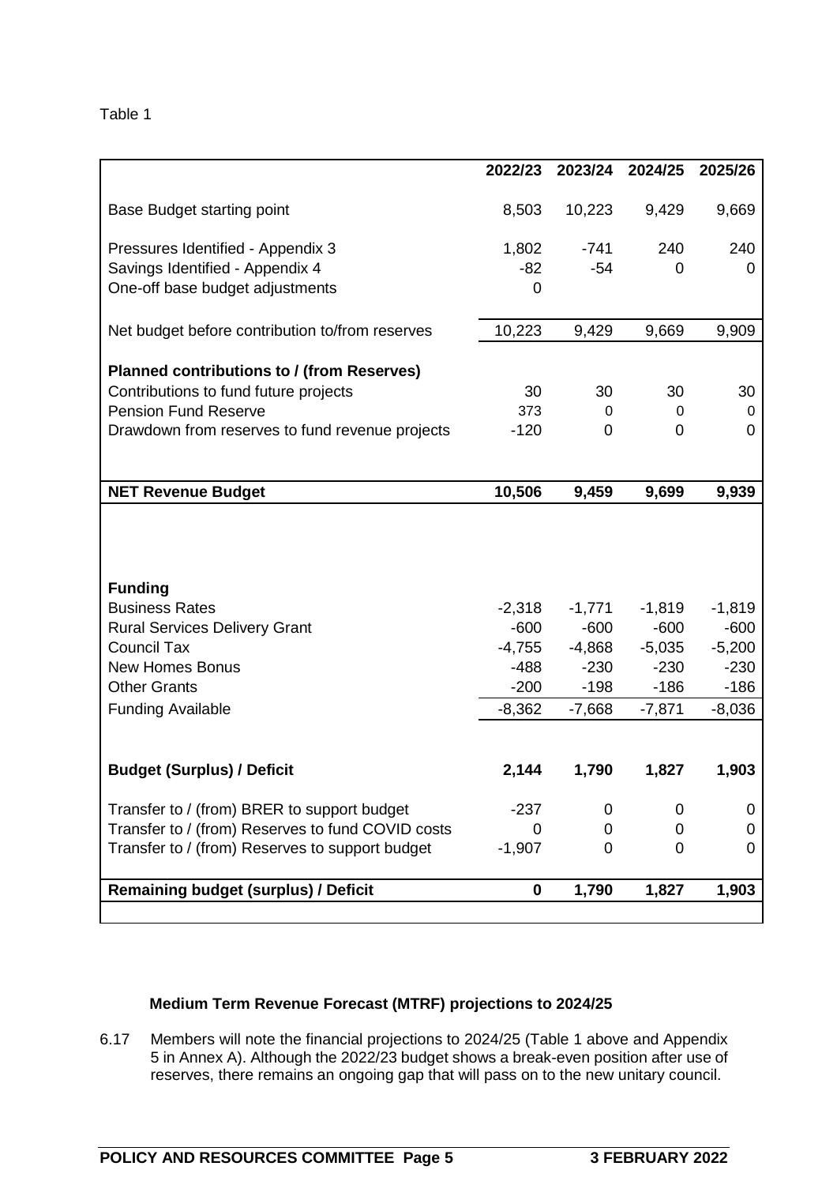Table 1

| | 2022/23 | 2023/24 | 2024/25 | 2025/26 |
|---|---|---|---|---|
| Base Budget starting point | 8,503 | 10,223 | 9,429 | 9,669 |
| Pressures Identified - Appendix 3 | 1,802 | -741 | 240 | 240 |
| Savings Identified - Appendix 4 | -82 | -54 | 0 | 0 |
| One-off base budget adjustments | 0 | | | |
| Net budget before contribution to/from reserves | 10,223 | 9,429 | 9,669 | 9,909 |
| **Planned contributions to / (from Reserves)** | | | | |
| Contributions to fund future projects | 30 | 30 | 30 | 30 |
| Pension Fund Reserve | 373 | 0 | 0 | 0 |
| Drawdown from reserves to fund revenue projects | -120 | 0 | 0 | 0 |
| **NET Revenue Budget** | **10,506** | **9,459** | **9,699** | **9,939** |
| **Funding** | | | | |
| Business Rates | -2,318 | -1,771 | -1,819 | -1,819 |
| Rural Services Delivery Grant | -600 | -600 | -600 | -600 |
| Council Tax | -4,755 | -4,868 | -5,035 | -5,200 |
| New Homes Bonus | -488 | -230 | -230 | -230 |
| Other Grants | -200 | -198 | -186 | -186 |
| Funding Available | -8,362 | -7,668 | -7,871 | -8,036 |
| **Budget (Surplus) / Deficit** | **2,144** | **1,790** | **1,827** | **1,903** |
| Transfer to / (from) BRER to support budget | -237 | 0 | 0 | 0 |
| Transfer to / (from) Reserves to fund COVID costs | 0 | 0 | 0 | 0 |
| Transfer to / (from) Reserves to support budget | -1,907 | 0 | 0 | 0 |
| **Remaining budget (surplus) / Deficit** | **0** | **1,790** | **1,827** | **1,903** |

**Medium Term Revenue Forecast (MTRF) projections to 2024/25**

6.17 Members will note the financial projections to 2024/25 (Table 1 above and Appendix 5 in Annex A). Although the 2022/23 budget shows a break-even position after use of reserves, there remains an ongoing gap that will pass on to the new unitary council.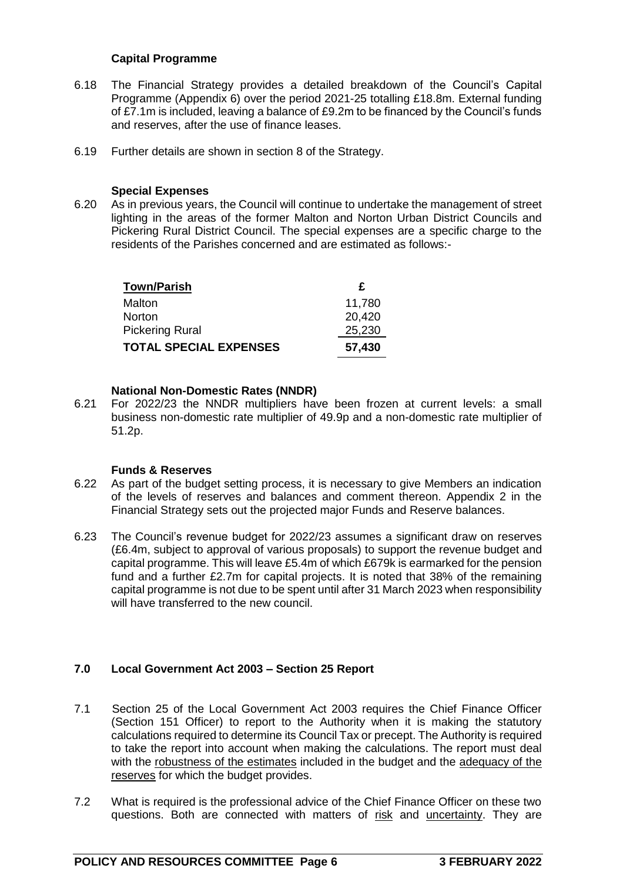### Capital Programme

6.18 The Financial Strategy provides a detailed breakdown of the Council's Capital Programme (Appendix 6) over the period 2021-25 totalling £18.8m. External funding of £7.1m is included, leaving a balance of £9.2m to be financed by the Council's funds and reserves, after the use of finance leases.

6.19 Further details are shown in section 8 of the Strategy.

### Special Expenses

6.20 As in previous years, the Council will continue to undertake the management of street lighting in the areas of the former Malton and Norton Urban District Councils and Pickering Rural District Council. The special expenses are a specific charge to the residents of the Parishes concerned and are estimated as follows:-

| Town/Parish | £ |
|---|---|
| Malton | 11,780 |
| Norton | 20,420 |
| Pickering Rural | 25,230 |
| **TOTAL SPECIAL EXPENSES** | **57,430** |

### National Non-Domestic Rates (NNDR)

6.21 For 2022/23 the NNDR multipliers have been frozen at current levels: a small business non-domestic rate multiplier of 49.9p and a non-domestic rate multiplier of 51.2p.

### Funds & Reserves

6.22 As part of the budget setting process, it is necessary to give Members an indication of the levels of reserves and balances and comment thereon. Appendix 2 in the Financial Strategy sets out the projected major Funds and Reserve balances.

6.23 The Council's revenue budget for 2022/23 assumes a significant draw on reserves (£6.4m, subject to approval of various proposals) to support the revenue budget and capital programme. This will leave £5.4m of which £679k is earmarked for the pension fund and a further £2.7m for capital projects. It is noted that 38% of the remaining capital programme is not due to be spent until after 31 March 2023 when responsibility will have transferred to the new council.

## 7.0 Local Government Act 2003 – Section 25 Report

7.1 Section 25 of the Local Government Act 2003 requires the Chief Finance Officer (Section 151 Officer) to report to the Authority when it is making the statutory calculations required to determine its Council Tax or precept. The Authority is required to take the report into account when making the calculations. The report must deal with the robustness of the estimates included in the budget and the adequacy of the reserves for which the budget provides.

7.2 What is required is the professional advice of the Chief Finance Officer on these two questions. Both are connected with matters of risk and uncertainty. They are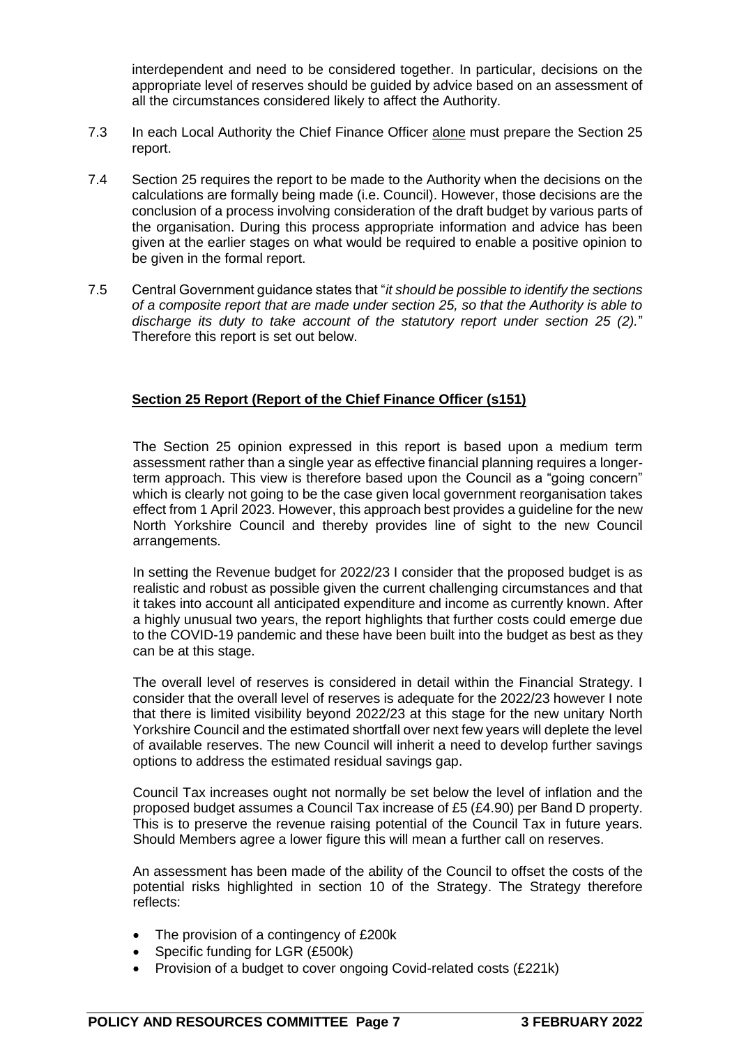interdependent and need to be considered together. In particular, decisions on the appropriate level of reserves should be guided by advice based on an assessment of all the circumstances considered likely to affect the Authority.

7.3 In each Local Authority the Chief Finance Officer alone must prepare the Section 25 report.

7.4 Section 25 requires the report to be made to the Authority when the decisions on the calculations are formally being made (i.e. Council). However, those decisions are the conclusion of a process involving consideration of the draft budget by various parts of the organisation. During this process appropriate information and advice has been given at the earlier stages on what would be required to enable a positive opinion to be given in the formal report.

7.5 Central Government guidance states that "*it should be possible to identify the sections of a composite report that are made under section 25, so that the Authority is able to discharge its duty to take account of the statutory report under section 25 (2).*" Therefore this report is set out below.

**Section 25 Report (Report of the Chief Finance Officer (s151)**

The Section 25 opinion expressed in this report is based upon a medium term assessment rather than a single year as effective financial planning requires a longer-term approach. This view is therefore based upon the Council as a "going concern" which is clearly not going to be the case given local government reorganisation takes effect from 1 April 2023. However, this approach best provides a guideline for the new North Yorkshire Council and thereby provides line of sight to the new Council arrangements.

In setting the Revenue budget for 2022/23 I consider that the proposed budget is as realistic and robust as possible given the current challenging circumstances and that it takes into account all anticipated expenditure and income as currently known. After a highly unusual two years, the report highlights that further costs could emerge due to the COVID-19 pandemic and these have been built into the budget as best as they can be at this stage.

The overall level of reserves is considered in detail within the Financial Strategy. I consider that the overall level of reserves is adequate for the 2022/23 however I note that there is limited visibility beyond 2022/23 at this stage for the new unitary North Yorkshire Council and the estimated shortfall over next few years will deplete the level of available reserves. The new Council will inherit a need to develop further savings options to address the estimated residual savings gap.

Council Tax increases ought not normally be set below the level of inflation and the proposed budget assumes a Council Tax increase of £5 (£4.90) per Band D property. This is to preserve the revenue raising potential of the Council Tax in future years. Should Members agree a lower figure this will mean a further call on reserves.

An assessment has been made of the ability of the Council to offset the costs of the potential risks highlighted in section 10 of the Strategy. The Strategy therefore reflects:

- The provision of a contingency of £200k
- Specific funding for LGR (£500k)
- Provision of a budget to cover ongoing Covid-related costs (£221k)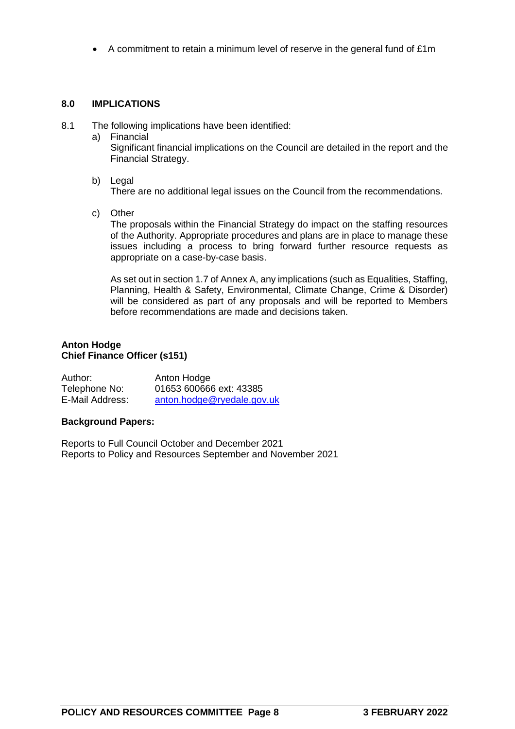- A commitment to retain a minimum level of reserve in the general fund of £1m

## 8.0 IMPLICATIONS

8.1 The following implications have been identified:

a) Financial
Significant financial implications on the Council are detailed in the report and the Financial Strategy.

b) Legal
There are no additional legal issues on the Council from the recommendations.

c) Other
The proposals within the Financial Strategy do impact on the staffing resources of the Authority. Appropriate procedures and plans are in place to manage these issues including a process to bring forward further resource requests as appropriate on a case-by-case basis.

As set out in section 1.7 of Annex A, any implications (such as Equalities, Staffing, Planning, Health & Safety, Environmental, Climate Change, Crime & Disorder) will be considered as part of any proposals and will be reported to Members before recommendations are made and decisions taken.

**Anton Hodge**
**Chief Finance Officer (s151)**

| | |
|---|---|
| Author: | Anton Hodge |
| Telephone No: | 01653 600666 ext: 43385 |
| E-Mail Address: | anton.hodge@ryedale.gov.uk |

**Background Papers:**

Reports to Full Council October and December 2021
Reports to Policy and Resources September and November 2021